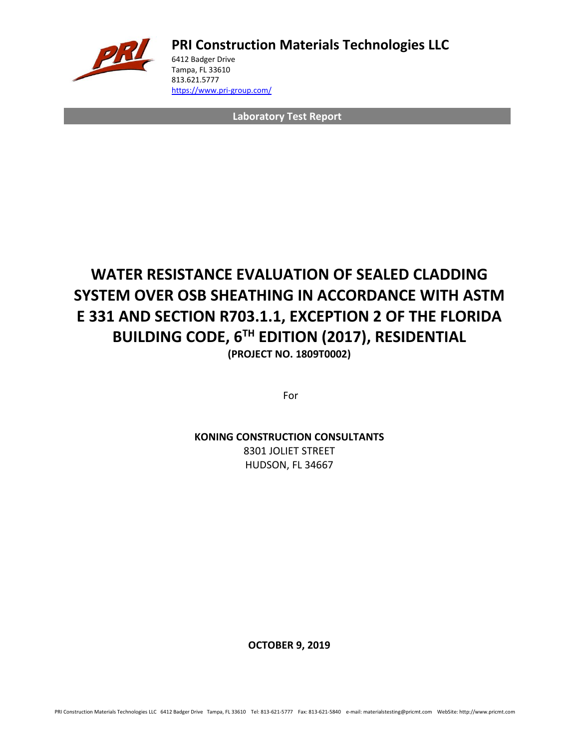**PRI Construction Materials Technologies LLC**

6412 Badger Drive
Tampa, FL 33610
813.621.5777
https://www.pri-group.com/

**Laboratory Test Report**

# WATER RESISTANCE EVALUATION OF SEALED CLADDING SYSTEM OVER OSB SHEATHING IN ACCORDANCE WITH ASTM E 331 AND SECTION R703.1.1, EXCEPTION 2 OF THE FLORIDA BUILDING CODE, 6TH EDITION (2017), RESIDENTIAL

**(PROJECT NO. 1809T0002)**

For

**KONING CONSTRUCTION CONSULTANTS**
8301 JOLIET STREET
HUDSON, FL 34667

**OCTOBER 9, 2019**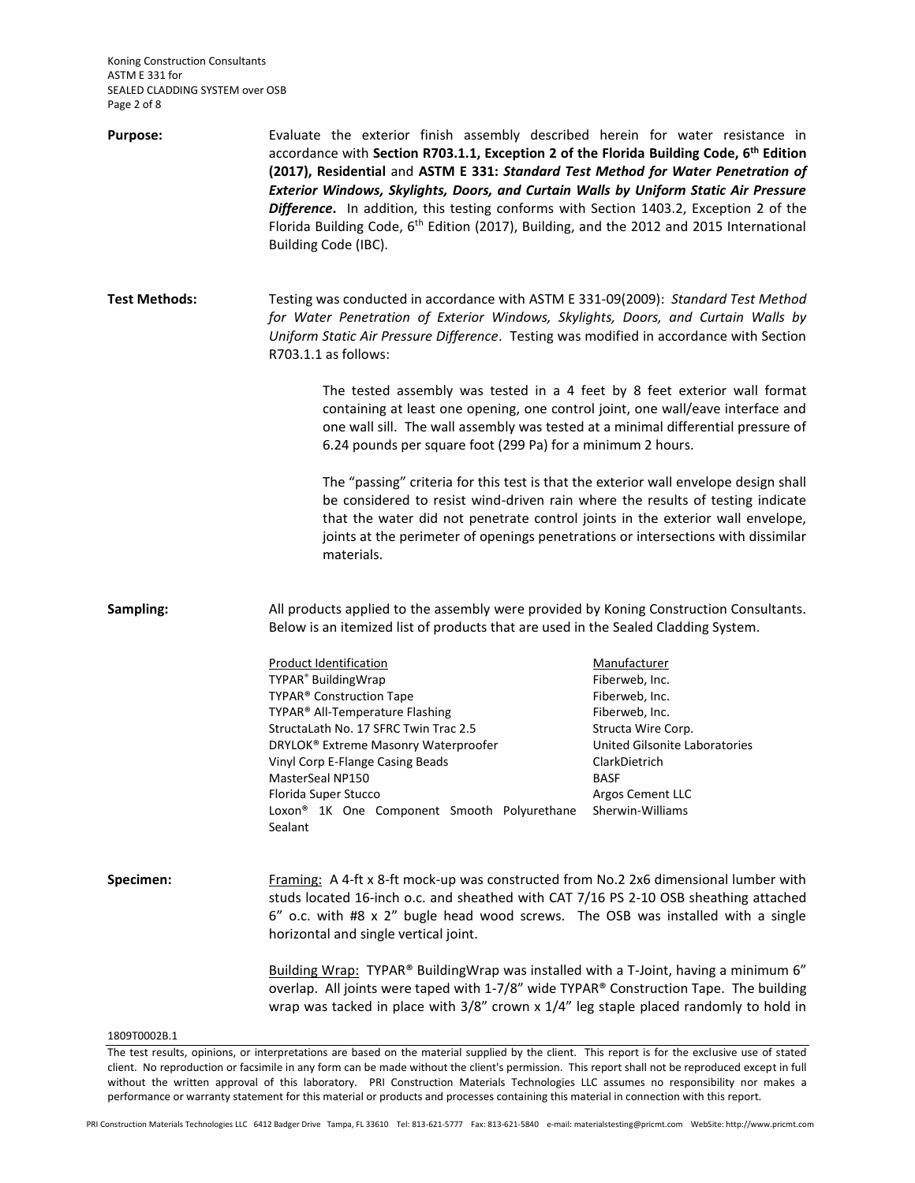**Purpose:** Evaluate the exterior finish assembly described herein for water resistance in accordance with **Section R703.1.1, Exception 2 of the Florida Building Code, 6th Edition (2017), Residential** and **ASTM E 331:** ***Standard Test Method for Water Penetration of Exterior Windows, Skylights, Doors, and Curtain Walls by Uniform Static Air Pressure Difference*****.** In addition, this testing conforms with Section 1403.2, Exception 2 of the Florida Building Code, 6th Edition (2017), Building, and the 2012 and 2015 International Building Code (IBC).

**Test Methods:** Testing was conducted in accordance with ASTM E 331-09(2009): *Standard Test Method for Water Penetration of Exterior Windows, Skylights, Doors, and Curtain Walls by Uniform Static Air Pressure Difference*. Testing was modified in accordance with Section R703.1.1 as follows:

> The tested assembly was tested in a 4 feet by 8 feet exterior wall format containing at least one opening, one control joint, one wall/eave interface and one wall sill. The wall assembly was tested at a minimal differential pressure of 6.24 pounds per square foot (299 Pa) for a minimum 2 hours.
>
> The "passing" criteria for this test is that the exterior wall envelope design shall be considered to resist wind-driven rain where the results of testing indicate that the water did not penetrate control joints in the exterior wall envelope, joints at the perimeter of openings penetrations or intersections with dissimilar materials.

**Sampling:** All products applied to the assembly were provided by Koning Construction Consultants. Below is an itemized list of products that are used in the Sealed Cladding System.

| Product Identification | Manufacturer |
|---|---|
| TYPAR® BuildingWrap | Fiberweb, Inc. |
| TYPAR® Construction Tape | Fiberweb, Inc. |
| TYPAR® All-Temperature Flashing | Fiberweb, Inc. |
| StructaLath No. 17 SFRC Twin Trac 2.5 | Structa Wire Corp. |
| DRYLOK® Extreme Masonry Waterproofer | United Gilsonite Laboratories |
| Vinyl Corp E-Flange Casing Beads | ClarkDietrich |
| MasterSeal NP150 | BASF |
| Florida Super Stucco | Argos Cement LLC |
| Loxon® 1K One Component Smooth Polyurethane Sealant | Sherwin-Williams |

**Specimen:** Framing: A 4-ft x 8-ft mock-up was constructed from No.2 2x6 dimensional lumber with studs located 16-inch o.c. and sheathed with CAT 7/16 PS 2-10 OSB sheathing attached 6" o.c. with #8 x 2" bugle head wood screws. The OSB was installed with a single horizontal and single vertical joint.

Building Wrap: TYPAR® BuildingWrap was installed with a T-Joint, having a minimum 6" overlap. All joints were taped with 1-7/8" wide TYPAR® Construction Tape. The building wrap was tacked in place with 3/8" crown x 1/4" leg staple placed randomly to hold in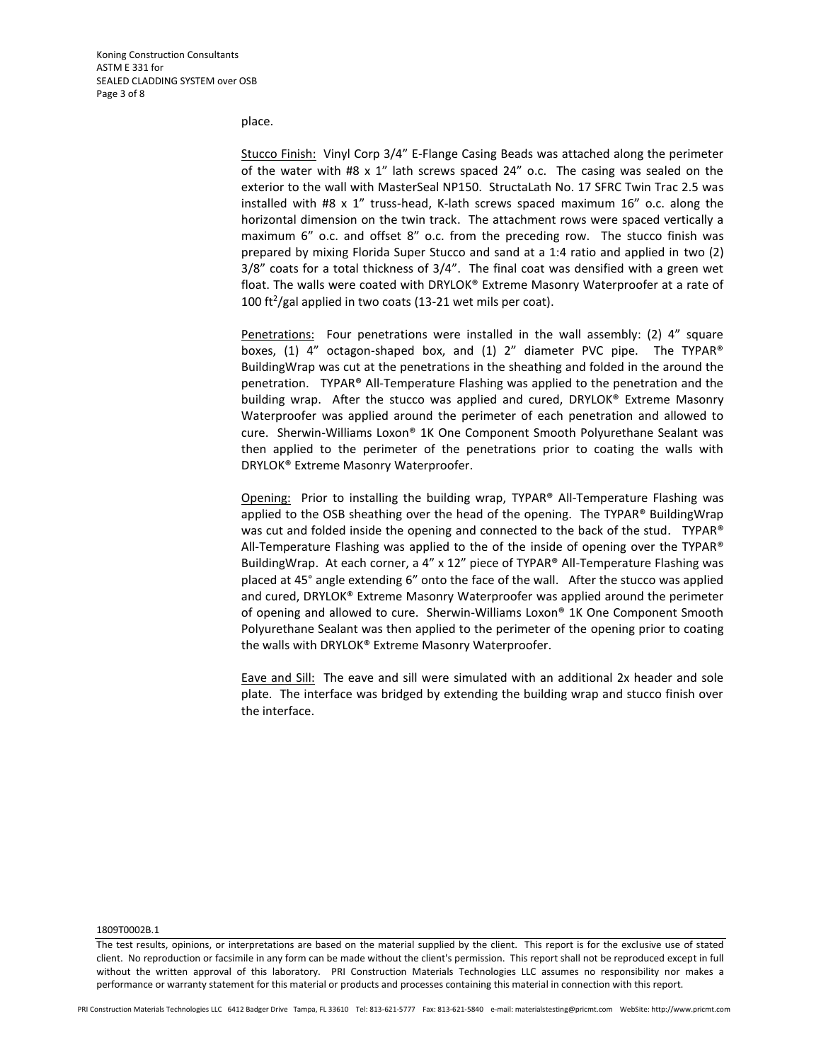place.

Stucco Finish: Vinyl Corp 3/4" E-Flange Casing Beads was attached along the perimeter of the water with #8 x 1" lath screws spaced 24" o.c. The casing was sealed on the exterior to the wall with MasterSeal NP150. StructaLath No. 17 SFRC Twin Trac 2.5 was installed with #8 x 1" truss-head, K-lath screws spaced maximum 16" o.c. along the horizontal dimension on the twin track. The attachment rows were spaced vertically a maximum 6" o.c. and offset 8" o.c. from the preceding row. The stucco finish was prepared by mixing Florida Super Stucco and sand at a 1:4 ratio and applied in two (2) 3/8" coats for a total thickness of 3/4". The final coat was densified with a green wet float. The walls were coated with DRYLOK® Extreme Masonry Waterproofer at a rate of 100 $ft^2$/gal applied in two coats (13-21 wet mils per coat).

Penetrations: Four penetrations were installed in the wall assembly: (2) 4" square boxes, (1) 4" octagon-shaped box, and (1) 2" diameter PVC pipe. The TYPAR® BuildingWrap was cut at the penetrations in the sheathing and folded in the around the penetration. TYPAR® All-Temperature Flashing was applied to the penetration and the building wrap. After the stucco was applied and cured, DRYLOK® Extreme Masonry Waterproofer was applied around the perimeter of each penetration and allowed to cure. Sherwin-Williams Loxon® 1K One Component Smooth Polyurethane Sealant was then applied to the perimeter of the penetrations prior to coating the walls with DRYLOK® Extreme Masonry Waterproofer.

Opening: Prior to installing the building wrap, TYPAR® All-Temperature Flashing was applied to the OSB sheathing over the head of the opening. The TYPAR® BuildingWrap was cut and folded inside the opening and connected to the back of the stud. TYPAR® All-Temperature Flashing was applied to the of the inside of opening over the TYPAR® BuildingWrap. At each corner, a 4" x 12" piece of TYPAR® All-Temperature Flashing was placed at 45° angle extending 6" onto the face of the wall. After the stucco was applied and cured, DRYLOK® Extreme Masonry Waterproofer was applied around the perimeter of opening and allowed to cure. Sherwin-Williams Loxon® 1K One Component Smooth Polyurethane Sealant was then applied to the perimeter of the opening prior to coating the walls with DRYLOK® Extreme Masonry Waterproofer.

Eave and Sill: The eave and sill were simulated with an additional 2x header and sole plate. The interface was bridged by extending the building wrap and stucco finish over the interface.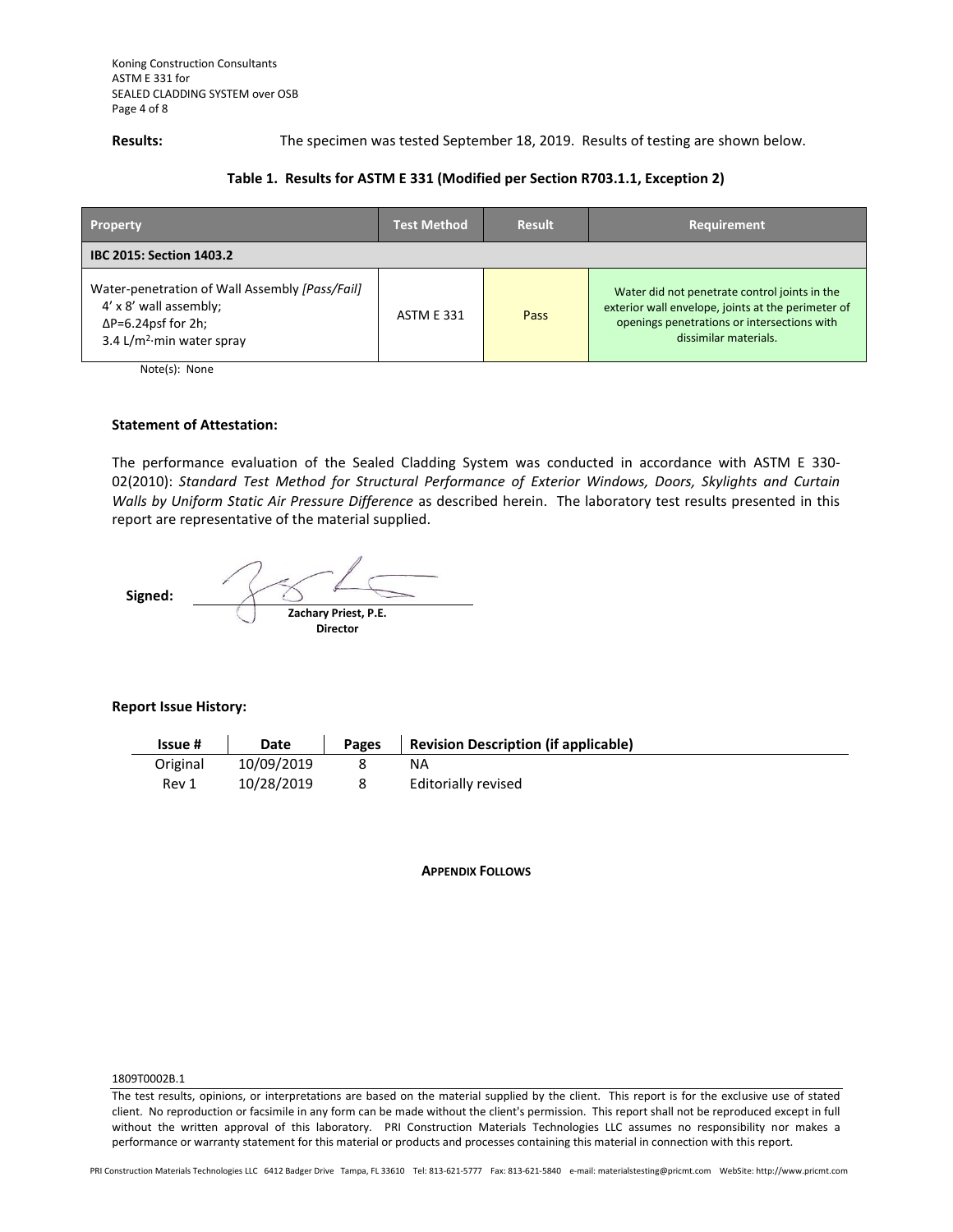**Results:** The specimen was tested September 18, 2019. Results of testing are shown below.

**Table 1. Results for ASTM E 331 (Modified per Section R703.1.1, Exception 2)**

| Property | Test Method | Result | Requirement |
|---|---|---|---|
| **IBC 2015: Section 1403.2** | | | |
| Water-penetration of Wall Assembly *[Pass/Fail]*<br>4' x 8' wall assembly;<br>ΔP=6.24psf for 2h;<br>3.4 $L/m^2 \cdot min$ water spray | ASTM E 331 | Pass | Water did not penetrate control joints in the exterior wall envelope, joints at the perimeter of openings penetrations or intersections with dissimilar materials. |

Note(s): None

**Statement of Attestation:**

The performance evaluation of the Sealed Cladding System was conducted in accordance with ASTM E 330-02(2010): *Standard Test Method for Structural Performance of Exterior Windows, Doors, Skylights and Curtain Walls by Uniform Static Air Pressure Difference* as described herein. The laboratory test results presented in this report are representative of the material supplied.

**Signed:**

**Zachary Priest, P.E.**
**Director**

**Report Issue History:**

| Issue # | Date | Pages | Revision Description (if applicable) |
|---|---|---|---|
| Original | 10/09/2019 | 8 | NA |
| Rev 1 | 10/28/2019 | 8 | Editorially revised |

**APPENDIX FOLLOWS**

1809T0002B.1

The test results, opinions, or interpretations are based on the material supplied by the client. This report is for the exclusive use of stated client. No reproduction or facsimile in any form can be made without the client's permission. This report shall not be reproduced except in full without the written approval of this laboratory. PRI Construction Materials Technologies LLC assumes no responsibility nor makes a performance or warranty statement for this material or products and processes containing this material in connection with this report.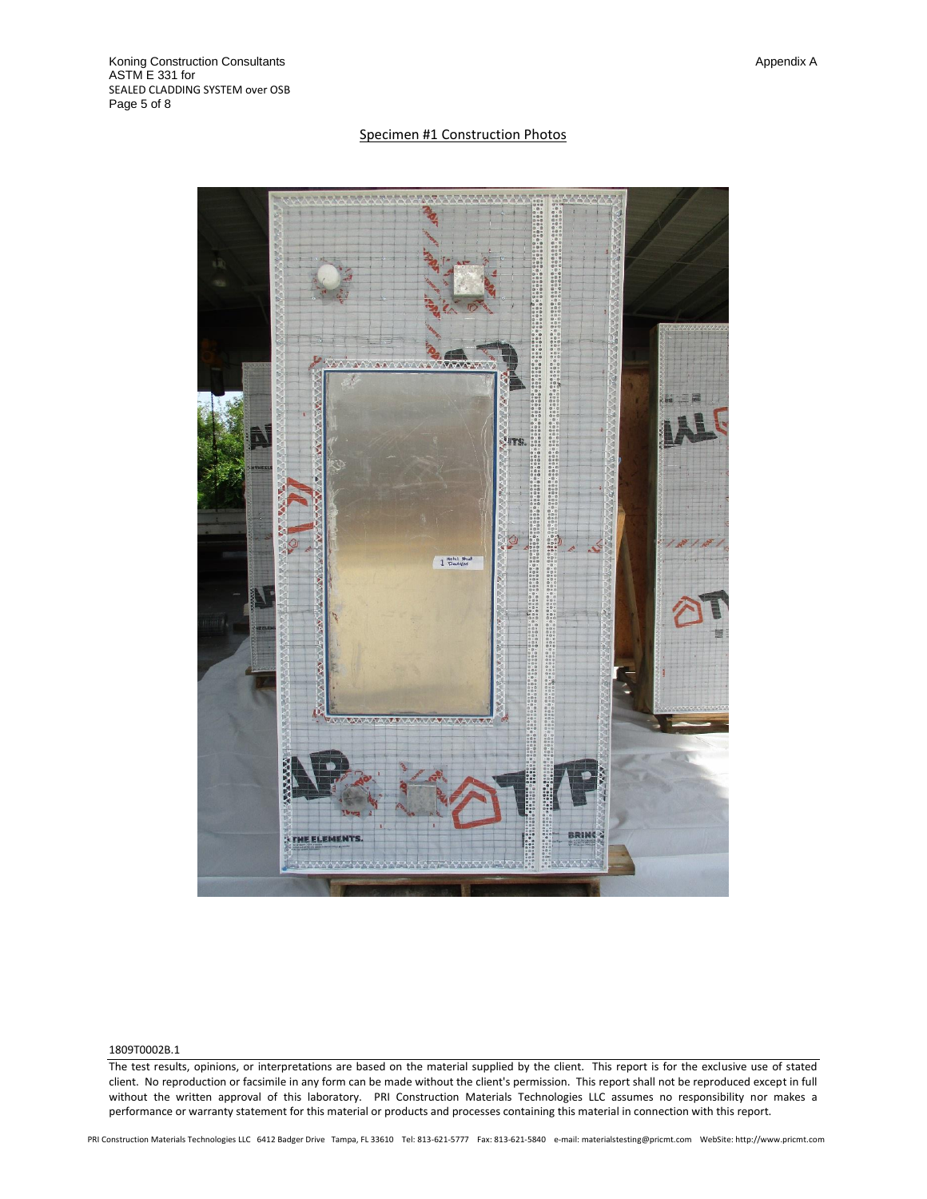Appendix A

## Specimen #1 Construction Photos

1809T0002B.1

The test results, opinions, or interpretations are based on the material supplied by the client. This report is for the exclusive use of stated client. No reproduction or facsimile in any form can be made without the client's permission. This report shall not be reproduced except in full without the written approval of this laboratory. PRI Construction Materials Technologies LLC assumes no responsibility nor makes a performance or warranty statement for this material or products and processes containing this material in connection with this report.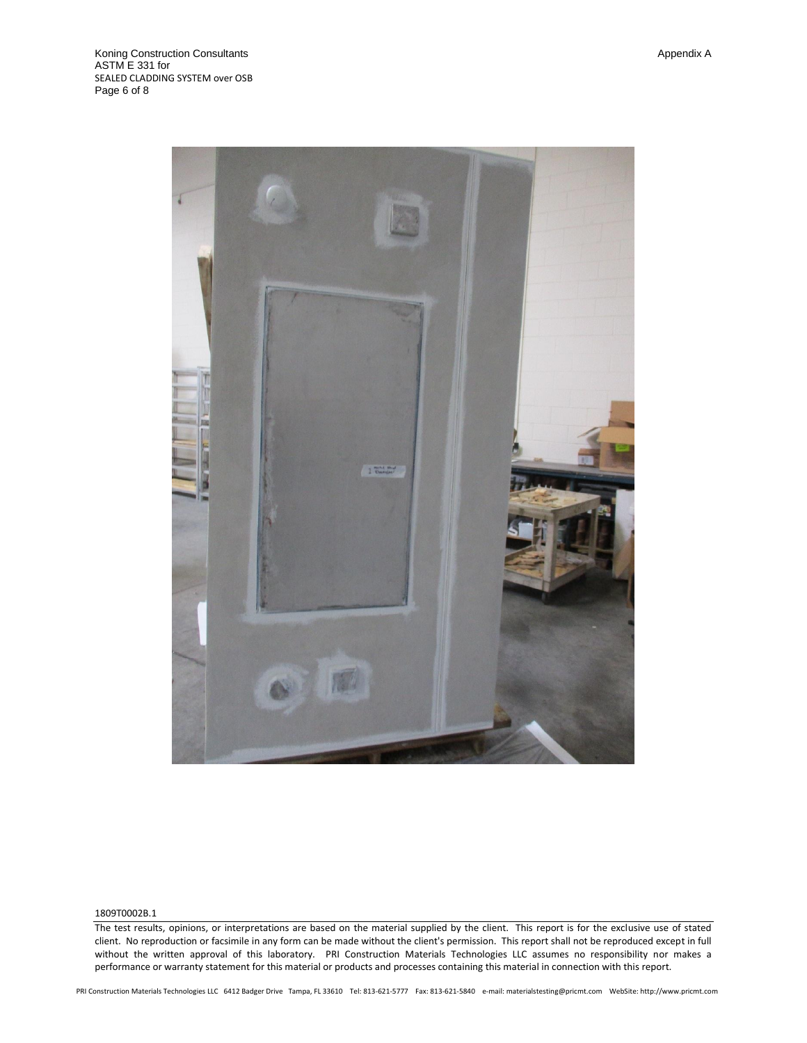1809T0002B.1

The test results, opinions, or interpretations are based on the material supplied by the client. This report is for the exclusive use of stated client. No reproduction or facsimile in any form can be made without the client's permission. This report shall not be reproduced except in full without the written approval of this laboratory. PRI Construction Materials Technologies LLC assumes no responsibility nor makes a performance or warranty statement for this material or products and processes containing this material in connection with this report.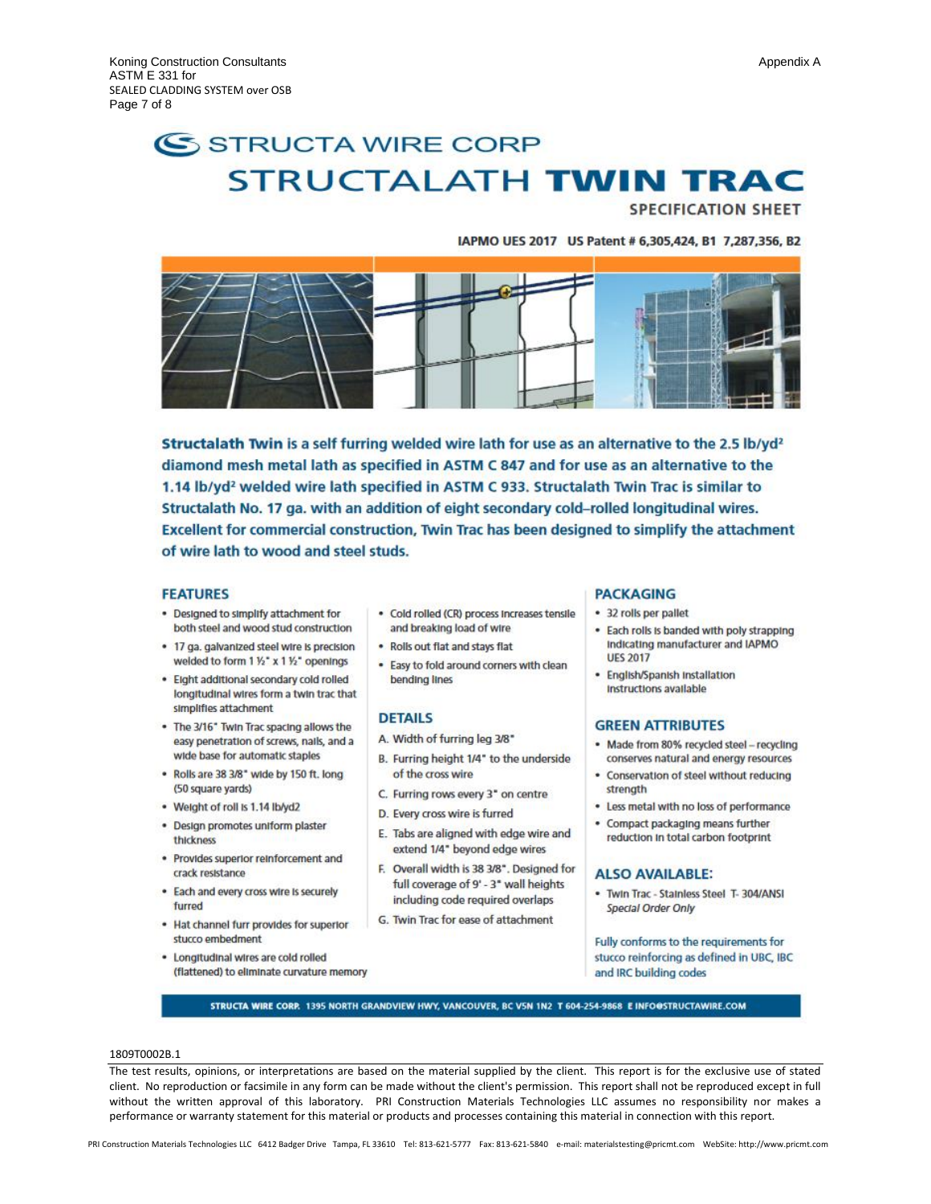# STRUCTA WIRE CORP

# STRUCTALATH **TWIN TRAC**

## SPECIFICATION SHEET

IAPMO UES 2017 US Patent # 6,305,424, B1 7,287,356, B2

**Structalath Twin** is a self furring welded wire lath for use as an alternative to the 2.5 lb/yd² diamond mesh metal lath as specified in ASTM C 847 and for use as an alternative to the 1.14 lb/yd² welded wire lath specified in ASTM C 933. Structalath Twin Trac is similar to Structalath No. 17 ga. with an addition of eight secondary cold–rolled longitudinal wires. Excellent for commercial construction, Twin Trac has been designed to simplify the attachment of wire lath to wood and steel studs.

### FEATURES

- Designed to simplify attachment for both steel and wood stud construction
- 17 ga. galvanized steel wire is precision welded to form 1 ½" x 1 ½" openings
- Eight additional secondary cold rolled longitudinal wires form a twin trac that simplifies attachment
- The 3/16" Twin Trac spacing allows the easy penetration of screws, nails, and a wide base for automatic staples
- Rolls are 38 3/8" wide by 150 ft. long (50 square yards)
- Weight of roll is 1.14 lb/yd2
- Design promotes uniform plaster thickness
- Provides superior reinforcement and crack resistance
- Each and every cross wire is securely furred
- Hat channel furr provides for superior stucco embedment
- Longitudinal wires are cold rolled (flattened) to eliminate curvature memory
- Cold rolled (CR) process increases tensile and breaking load of wire
- Rolls out flat and stays flat
- Easy to fold around corners with clean bending lines

### DETAILS

A. Width of furring leg 3/8"
B. Furring height 1/4" to the underside of the cross wire
C. Furring rows every 3" on centre
D. Every cross wire is furred
E. Tabs are aligned with edge wire and extend 1/4" beyond edge wires
F. Overall width is 38 3/8". Designed for full coverage of 9' - 3" wall heights including code required overlaps
G. Twin Trac for ease of attachment

### PACKAGING

- 32 rolls per pallet
- Each rolls is banded with poly strapping indicating manufacturer and IAPMO UES 2017
- English/Spanish installation instructions available

### GREEN ATTRIBUTES

- Made from 80% recycled steel – recycling conserves natural and energy resources
- Conservation of steel without reducing strength
- Less metal with no loss of performance
- Compact packaging means further reduction in total carbon footprint

### ALSO AVAILABLE:

- Twin Trac - Stainless Steel T- 304/ANSI *Special Order Only*

Fully conforms to the requirements for stucco reinforcing as defined in UBC, IBC and IRC building codes

STRUCTA WIRE CORP. 1395 NORTH GRANDVIEW HWY, VANCOUVER, BC V5N 1N2 T 604-254-9868 E INFO@STRUCTAWIRE.COM

1809T0002B.1

The test results, opinions, or interpretations are based on the material supplied by the client. This report is for the exclusive use of stated client. No reproduction or facsimile in any form can be made without the client's permission. This report shall not be reproduced except in full without the written approval of this laboratory. PRI Construction Materials Technologies LLC assumes no responsibility nor makes a performance or warranty statement for this material or products and processes containing this material in connection with this report.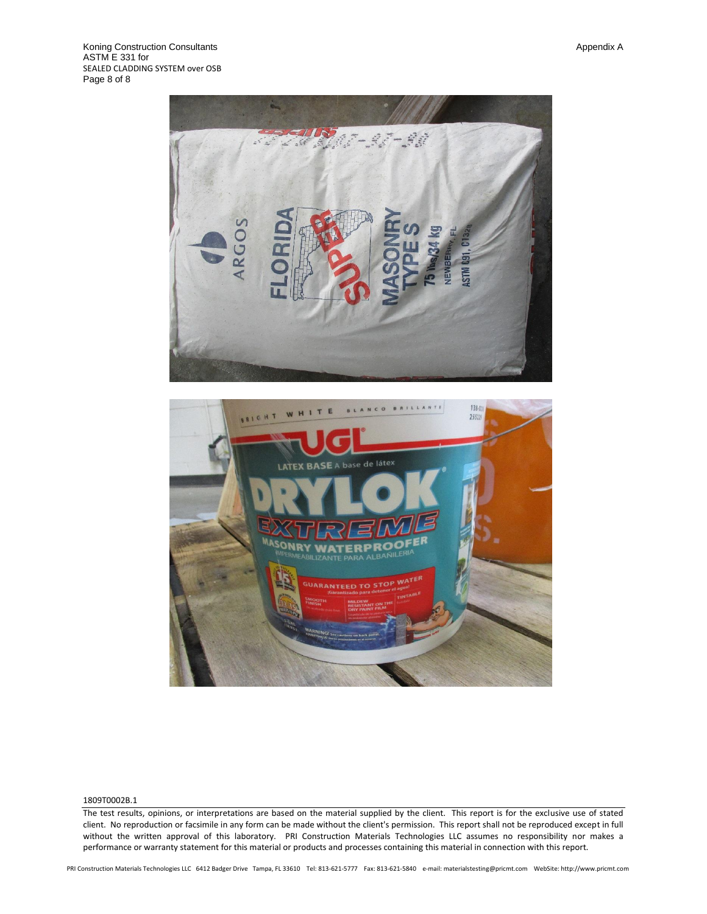1809T0002B.1

The test results, opinions, or interpretations are based on the material supplied by the client. This report is for the exclusive use of stated client. No reproduction or facsimile in any form can be made without the client's permission. This report shall not be reproduced except in full without the written approval of this laboratory. PRI Construction Materials Technologies LLC assumes no responsibility nor makes a performance or warranty statement for this material or products and processes containing this material in connection with this report.